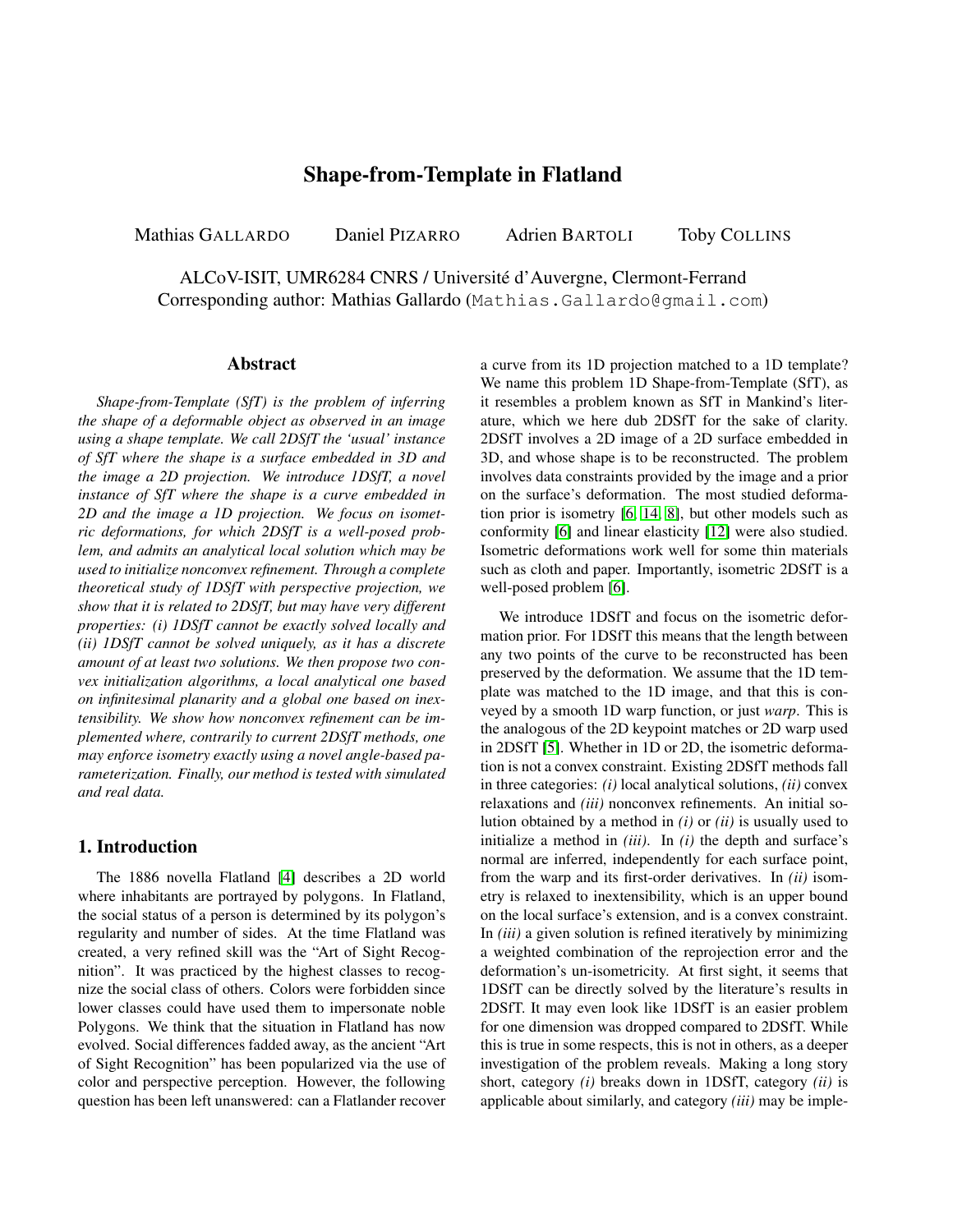# Shape-from-Template in Flatland

Mathias GALLARDO  Daniel PIZARRO  Adrien BARTOLI  Toby COLLINS

ALCoV-ISIT, UMR6284 CNRS / Université d'Auvergne, Clermont-Ferrand
Corresponding author: Mathias Gallardo (Mathias.Gallardo@gmail.com)

## Abstract

*Shape-from-Template (SfT) is the problem of inferring the shape of a deformable object as observed in an image using a shape template. We call 2DSfT the 'usual' instance of SfT where the shape is a surface embedded in 3D and the image a 2D projection. We introduce 1DSfT, a novel instance of SfT where the shape is a curve embedded in 2D and the image a 1D projection. We focus on isometric deformations, for which 2DSfT is a well-posed problem, and admits an analytical local solution which may be used to initialize nonconvex refinement. Through a complete theoretical study of 1DSfT with perspective projection, we show that it is related to 2DSfT, but may have very different properties: (i) 1DSfT cannot be exactly solved locally and (ii) 1DSfT cannot be solved uniquely, as it has a discrete amount of at least two solutions. We then propose two convex initialization algorithms, a local analytical one based on infinitesimal planarity and a global one based on inextensibility. We show how nonconvex refinement can be implemented where, contrarily to current 2DSfT methods, one may enforce isometry exactly using a novel angle-based parameterization. Finally, our method is tested with simulated and real data.*

## 1. Introduction

The 1886 novella Flatland [4] describes a 2D world where inhabitants are portrayed by polygons. In Flatland, the social status of a person is determined by its polygon's regularity and number of sides. At the time Flatland was created, a very refined skill was the "Art of Sight Recognition". It was practiced by the highest classes to recognize the social class of others. Colors were forbidden since lower classes could have used them to impersonate noble Polygons. We think that the situation in Flatland has now evolved. Social differences fadded away, as the ancient "Art of Sight Recognition" has been popularized via the use of color and perspective perception. However, the following question has been left unanswered: can a Flatlander recover a curve from its 1D projection matched to a 1D template? We name this problem 1D Shape-from-Template (SfT), as it resembles a problem known as SfT in Mankind's literature, which we here dub 2DSfT for the sake of clarity. 2DSfT involves a 2D image of a 2D surface embedded in 3D, and whose shape is to be reconstructed. The problem involves data constraints provided by the image and a prior on the surface's deformation. The most studied deformation prior is isometry [6, 14, 8], but other models such as conformity [6] and linear elasticity [12] were also studied. Isometric deformations work well for some thin materials such as cloth and paper. Importantly, isometric 2DSfT is a well-posed problem [6].

We introduce 1DSfT and focus on the isometric deformation prior. For 1DSfT this means that the length between any two points of the curve to be reconstructed has been preserved by the deformation. We assume that the 1D template was matched to the 1D image, and that this is conveyed by a smooth 1D warp function, or just *warp*. This is the analogous of the 2D keypoint matches or 2D warp used in 2DSfT [5]. Whether in 1D or 2D, the isometric deformation is not a convex constraint. Existing 2DSfT methods fall in three categories: *(i)* local analytical solutions, *(ii)* convex relaxations and *(iii)* nonconvex refinements. An initial solution obtained by a method in *(i)* or *(ii)* is usually used to initialize a method in *(iii)*. In *(i)* the depth and surface's normal are inferred, independently for each surface point, from the warp and its first-order derivatives. In *(ii)* isometry is relaxed to inextensibility, which is an upper bound on the local surface's extension, and is a convex constraint. In *(iii)* a given solution is refined iteratively by minimizing a weighted combination of the reprojection error and the deformation's un-isometricity. At first sight, it seems that 1DSfT can be directly solved by the literature's results in 2DSfT. It may even look like 1DSfT is an easier problem for one dimension was dropped compared to 2DSfT. While this is true in some respects, this is not in others, as a deeper investigation of the problem reveals. Making a long story short, category *(i)* breaks down in 1DSfT, category *(ii)* is applicable about similarly, and category *(iii)* may be imple-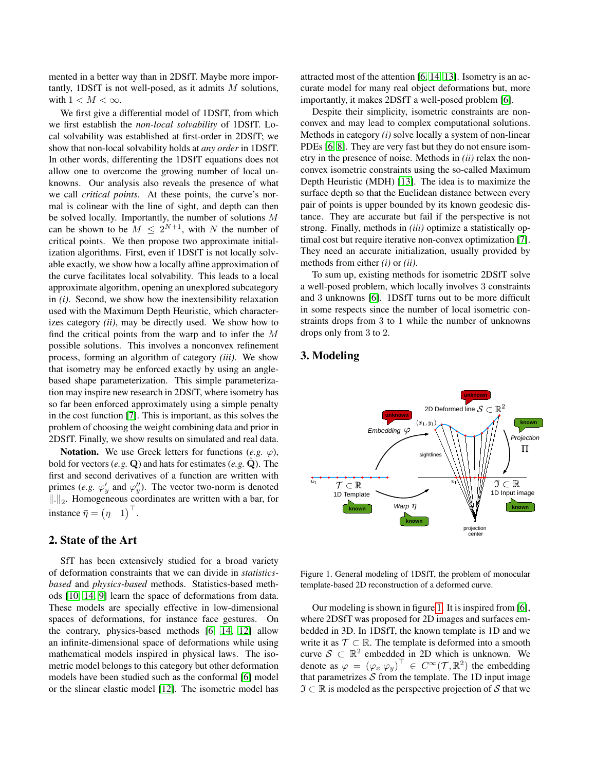mented in a better way than in 2DSfT. Maybe more importantly, 1DSfT is not well-posed, as it admits $M$ solutions, with $1 < M < \infty$.

We first give a differential model of 1DSfT, from which we first establish the *non-local solvability* of 1DSfT. Local solvability was established at first-order in 2DSfT; we show that non-local solvability holds at *any order* in 1DSfT. In other words, differenting the 1DSfT equations does not allow one to overcome the growing number of local unknowns. Our analysis also reveals the presence of what we call *critical points*. At these points, the curve's normal is colinear with the line of sight, and depth can then be solved locally. Importantly, the number of solutions $M$ can be shown to be $M \leq 2^{N+1}$, with $N$ the number of critical points. We then propose two approximate initialization algorithms. First, even if 1DSfT is not locally solvable exactly, we show how a locally affine approximation of the curve facilitates local solvability. This leads to a local approximate algorithm, opening an unexplored subcategory in *(i)*. Second, we show how the inextensibility relaxation used with the Maximum Depth Heuristic, which characterizes category *(ii)*, may be directly used. We show how to find the critical points from the warp and to infer the $M$ possible solutions. This involves a nonconvex refinement process, forming an algorithm of category *(iii)*. We show that isometry may be enforced exactly by using an angle-based shape parameterization. This simple parameterization may inspire new research in 2DSfT, where isometry has so far been enforced approximately using a simple penalty in the cost function [7]. This is important, as this solves the problem of choosing the weight combining data and prior in 2DSfT. Finally, we show results on simulated and real data.

**Notation.** We use Greek letters for functions (*e.g.* $\varphi$), bold for vectors (*e.g.* $\mathbf{Q}$) and hats for estimates (*e.g.* $\hat{\mathbf{Q}}$). The first and second derivatives of a function are written with primes (*e.g.* $\varphi'_y$ and $\varphi''_y$). The vector two-norm is denoted $\|.\|_2$. Homogeneous coordinates are written with a bar, for instance $\bar{\eta} = \begin{pmatrix} \eta & 1 \end{pmatrix}^\top$.

## 2. State of the Art

SfT has been extensively studied for a broad variety of deformation constraints that we can divide in *statistics-based* and *physics-based* methods. Statistics-based methods [10, 14, 9] learn the space of deformations from data. These models are specially effective in low-dimensional spaces of deformations, for instance face gestures. On the contrary, physics-based methods [6, 14, 12] allow an infinite-dimensional space of deformations while using mathematical models inspired in physical laws. The isometric model belongs to this category but other deformation models have been studied such as the conformal [6] model or the slinear elastic model [12]. The isometric model has attracted most of the attention [6, 14, 13]. Isometry is an accurate model for many real object deformations but, more importantly, it makes 2DSfT a well-posed problem [6].

Despite their simplicity, isometric constraints are nonconvex and may lead to complex computational solutions. Methods in category *(i)* solve locally a system of non-linear PDEs [6, 8]. They are very fast but they do not ensure isometry in the presence of noise. Methods in *(ii)* relax the nonconvex isometric constraints using the so-called Maximum Depth Heuristic (MDH) [13]. The idea is to maximize the surface depth so that the Euclidean distance between every pair of points is upper bounded by its known geodesic distance. They are accurate but fail if the perspective is not strong. Finally, methods in *(iii)* optimize a statistically optimal cost but require iterative non-convex optimization [7]. They need an accurate initialization, usually provided by methods from either *(i)* or *(ii)*.

To sum up, existing methods for isometric 2DSfT solve a well-posed problem, which locally involves 3 constraints and 3 unknowns [6]. 1DSfT turns out to be more difficult in some respects since the number of local isometric constraints drops from 3 to 1 while the number of unknowns drops only from 3 to 2.

## 3. Modeling

Figure 1. General modeling of 1DSfT, the problem of monocular template-based 2D reconstruction of a deformed curve.

Our modeling is shown in figure 1. It is inspired from [6], where 2DSfT was proposed for 2D images and surfaces embedded in 3D. In 1DSfT, the known template is 1D and we write it as $\mathcal{T} \subset \mathbb{R}$. The template is deformed into a smooth curve $\mathcal{S} \subset \mathbb{R}^2$ embedded in 2D which is unknown. We denote as $\varphi = \begin{pmatrix} \varphi_x & \varphi_y \end{pmatrix}^\top \in C^\infty(\mathcal{T}, \mathbb{R}^2)$ the embedding that parametrizes $\mathcal{S}$ from the template. The 1D input image $\mathfrak{I} \subset \mathbb{R}$ is modeled as the perspective projection of $\mathcal{S}$ that we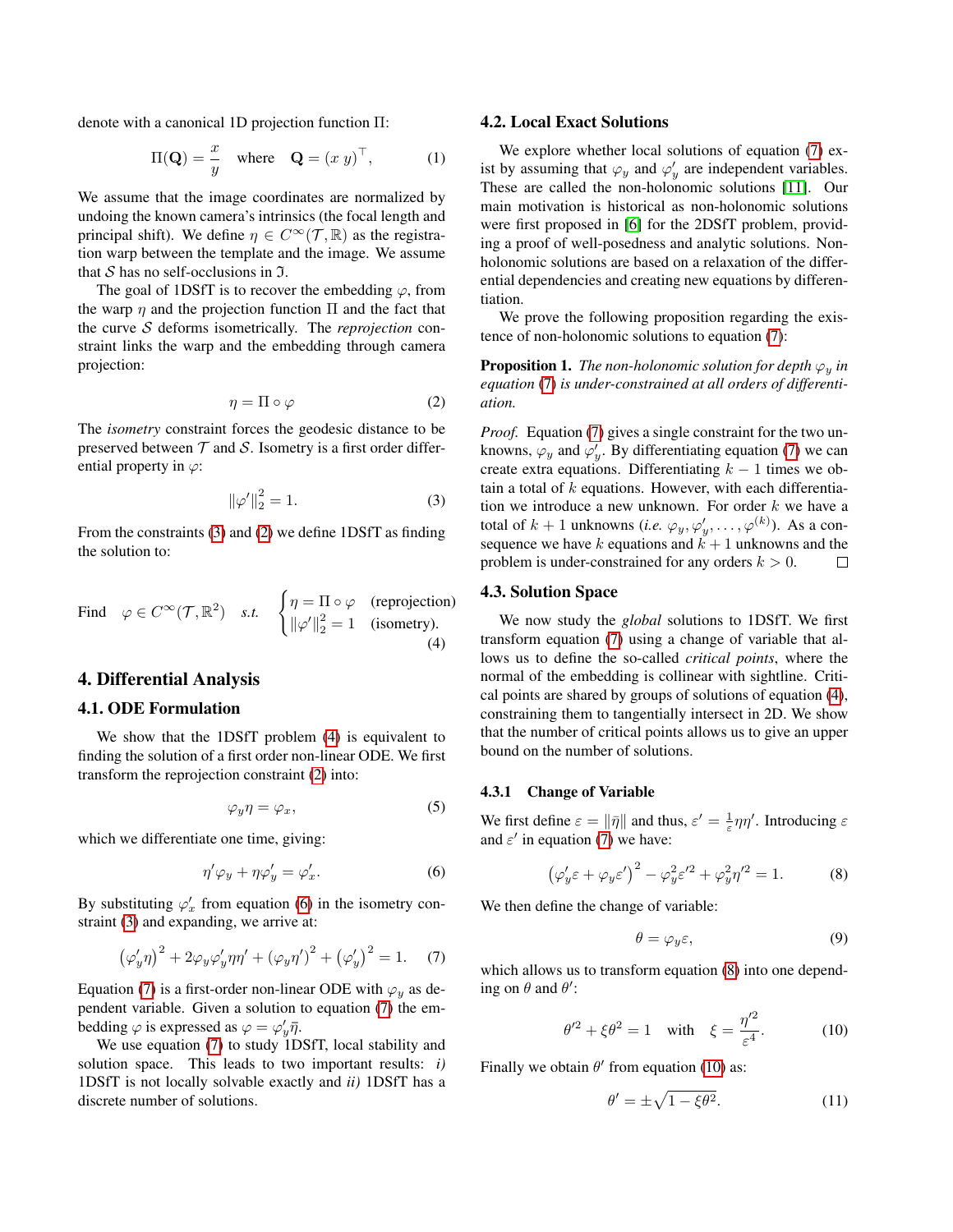denote with a canonical 1D projection function $\Pi$:

$$\Pi(\mathbf{Q}) = \frac{x}{y} \quad \text{where} \quad \mathbf{Q} = (x\ y)^\top, \tag{1}$$

We assume that the image coordinates are normalized by undoing the known camera's intrinsics (the focal length and principal shift). We define $\eta \in C^\infty(\mathcal{T}, \mathbb{R})$ as the registration warp between the template and the image. We assume that $\mathcal{S}$ has no self-occlusions in $\mathfrak{I}$.

The goal of 1DSfT is to recover the embedding $\varphi$, from the warp $\eta$ and the projection function $\Pi$ and the fact that the curve $\mathcal{S}$ deforms isometrically. The *reprojection* constraint links the warp and the embedding through camera projection:

$$\eta = \Pi \circ \varphi \tag{2}$$

The *isometry* constraint forces the geodesic distance to be preserved between $\mathcal{T}$ and $\mathcal{S}$. Isometry is a first order differential property in $\varphi$:

$$\|\varphi'\|_2^2 = 1. \tag{3}$$

From the constraints (3) and (2) we define 1DSfT as finding the solution to:

$$\text{Find} \quad \varphi \in C^\infty(\mathcal{T}, \mathbb{R}^2) \quad s.t. \quad \begin{cases} \eta = \Pi \circ \varphi & \text{(reprojection)} \\ \|\varphi'\|_2^2 = 1 & \text{(isometry).} \end{cases} \tag{4}$$

## 4. Differential Analysis

### 4.1. ODE Formulation

We show that the 1DSfT problem (4) is equivalent to finding the solution of a first order non-linear ODE. We first transform the reprojection constraint (2) into:

$$\varphi_y \eta = \varphi_x, \tag{5}$$

which we differentiate one time, giving:

$$\eta' \varphi_y + \eta \varphi_y' = \varphi_x'. \tag{6}$$

By substituting $\varphi_x'$ from equation (6) in the isometry constraint (3) and expanding, we arrive at:

$$\left(\varphi_y' \eta\right)^2 + 2\varphi_y \varphi_y' \eta \eta' + \left(\varphi_y \eta'\right)^2 + \left(\varphi_y'\right)^2 = 1. \tag{7}$$

Equation (7) is a first-order non-linear ODE with $\varphi_y$ as dependent variable. Given a solution to equation (7) the embedding $\varphi$ is expressed as $\varphi = \varphi_y' \bar{\eta}$.

We use equation (7) to study 1DSfT, local stability and solution space. This leads to two important results: *i)* 1DSfT is not locally solvable exactly and *ii)* 1DSfT has a discrete number of solutions.

### 4.2. Local Exact Solutions

We explore whether local solutions of equation (7) exist by assuming that $\varphi_y$ and $\varphi_y'$ are independent variables. These are called the non-holonomic solutions [11]. Our main motivation is historical as non-holonomic solutions were first proposed in [6] for the 2DSfT problem, providing a proof of well-posedness and analytic solutions. Non-holonomic solutions are based on a relaxation of the differential dependencies and creating new equations by differentiation.

We prove the following proposition regarding the existence of non-holonomic solutions to equation (7):

**Proposition 1.** *The non-holonomic solution for depth $\varphi_y$ in equation (7) is under-constrained at all orders of differentiation.*

*Proof.* Equation (7) gives a single constraint for the two unknowns, $\varphi_y$ and $\varphi_y'$. By differentiating equation (7) we can create extra equations. Differentiating $k-1$ times we obtain a total of $k$ equations. However, with each differentiation we introduce a new unknown. For order $k$ we have a total of $k+1$ unknowns (*i.e.* $\varphi_y, \varphi_y', \dots, \varphi^{(k)}$). As a consequence we have $k$ equations and $k+1$ unknowns and the problem is under-constrained for any orders $k > 0$. □

### 4.3. Solution Space

We now study the *global* solutions to 1DSfT. We first transform equation (7) using a change of variable that allows us to define the so-called *critical points*, where the normal of the embedding is collinear with sightline. Critical points are shared by groups of solutions of equation (4), constraining them to tangentially intersect in 2D. We show that the number of critical points allows us to give an upper bound on the number of solutions.

#### 4.3.1 Change of Variable

We first define $\varepsilon = \|\bar{\eta}\|$ and thus, $\varepsilon' = \frac{1}{\varepsilon}\eta\eta'$. Introducing $\varepsilon$ and $\varepsilon'$ in equation (7) we have:

$$\left(\varphi_y' \varepsilon + \varphi_y \varepsilon'\right)^2 - \varphi_y^2 \varepsilon'^2 + \varphi_y^2 \eta'^2 = 1. \tag{8}$$

We then define the change of variable:

$$\theta = \varphi_y \varepsilon, \tag{9}$$

which allows us to transform equation (8) into one depending on $\theta$ and $\theta'$:

$$\theta'^2 + \xi\theta^2 = 1 \quad \text{with} \quad \xi = \frac{\eta'^2}{\varepsilon^4}. \tag{10}$$

Finally we obtain $\theta'$ from equation (10) as:

$$\theta' = \pm\sqrt{1 - \xi\theta^2}. \tag{11}$$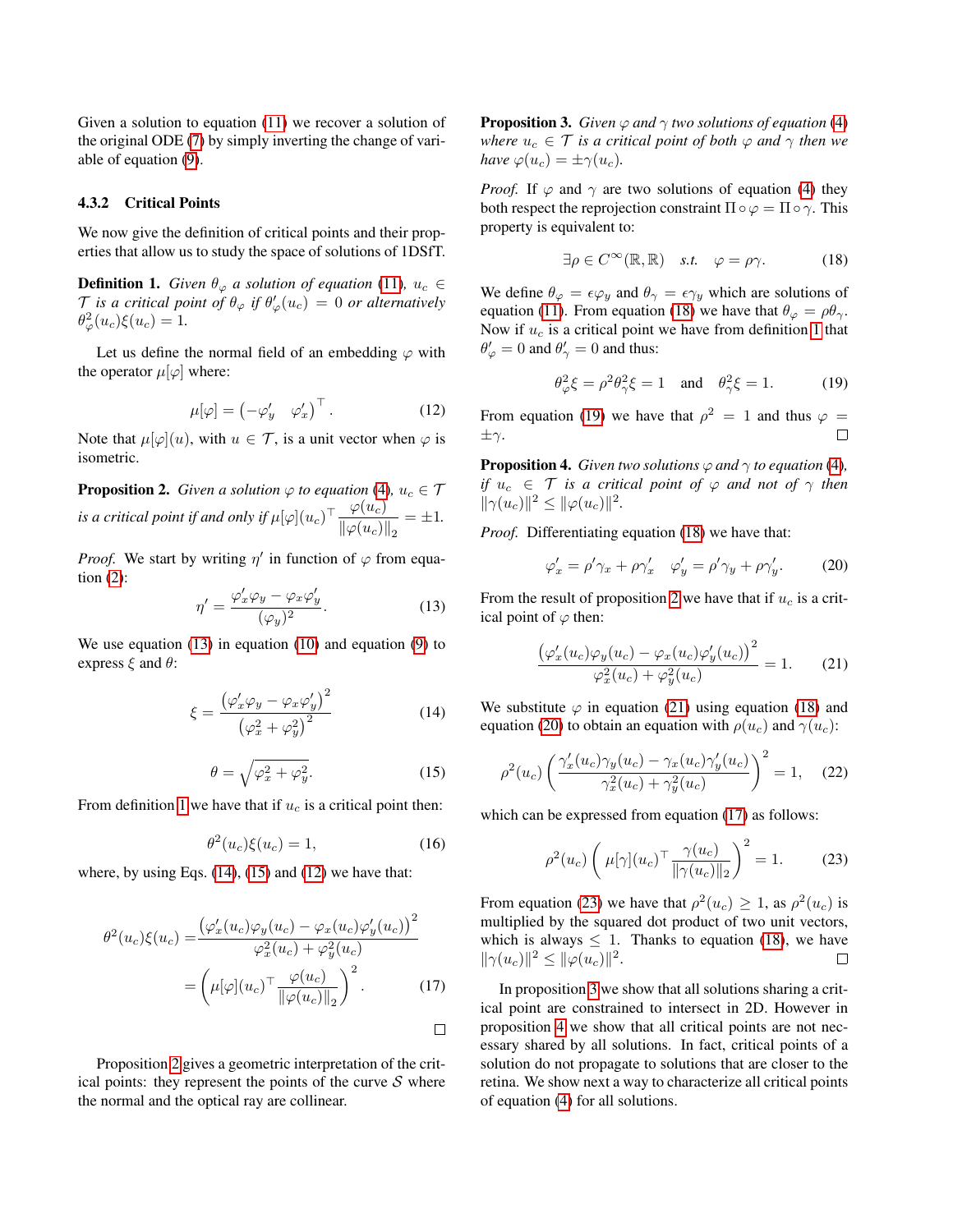Given a solution to equation (11) we recover a solution of the original ODE (7) by simply inverting the change of variable of equation (9).

#### 4.3.2 Critical Points

We now give the definition of critical points and their properties that allow us to study the space of solutions of 1DSfT.

**Definition 1.** *Given $\theta_\varphi$ a solution of equation (11), $u_c \in \mathcal{T}$ is a critical point of $\theta_\varphi$ if $\theta'_\varphi(u_c) = 0$ or alternatively $\theta^2_\varphi(u_c)\xi(u_c) = 1$.*

Let us define the normal field of an embedding $\varphi$ with the operator $\mu[\varphi]$ where:

$$\mu[\varphi] = \begin{pmatrix} -\varphi'_y & \varphi'_x \end{pmatrix}^\top. \tag{12}$$

Note that $\mu[\varphi](u)$, with $u \in \mathcal{T}$, is a unit vector when $\varphi$ is isometric.

**Proposition 2.** *Given a solution $\varphi$ to equation (4), $u_c \in \mathcal{T}$ is a critical point if and only if $\mu[\varphi](u_c)^\top \dfrac{\varphi(u_c)}{\|\varphi(u_c)\|_2} = \pm 1$.*

*Proof.* We start by writing $\eta'$ in function of $\varphi$ from equation (2):

$$\eta' = \frac{\varphi'_x \varphi_y - \varphi_x \varphi'_y}{(\varphi_y)^2}. \tag{13}$$

We use equation (13) in equation (10) and equation (9) to express $\xi$ and $\theta$:

$$\xi = \frac{\left(\varphi'_x \varphi_y - \varphi_x \varphi'_y\right)^2}{\left(\varphi_x^2 + \varphi_y^2\right)^2} \tag{14}$$

$$\theta = \sqrt{\varphi_x^2 + \varphi_y^2}. \tag{15}$$

From definition 1 we have that if $u_c$ is a critical point then:

$$\theta^2(u_c)\xi(u_c) = 1, \tag{16}$$

where, by using Eqs. (14), (15) and (12) we have that:

$$\begin{aligned} \theta^2(u_c)\xi(u_c) &= \frac{\left(\varphi'_x(u_c)\varphi_y(u_c) - \varphi_x(u_c)\varphi'_y(u_c)\right)^2}{\varphi_x^2(u_c) + \varphi_y^2(u_c)} \\ &= \left(\mu[\varphi](u_c)^\top \frac{\varphi(u_c)}{\|\varphi(u_c)\|_2}\right)^2. \end{aligned} \tag{17}$$

□

Proposition 2 gives a geometric interpretation of the critical points: they represent the points of the curve $\mathcal{S}$ where the normal and the optical ray are collinear.

**Proposition 3.** *Given $\varphi$ and $\gamma$ two solutions of equation (4) where $u_c \in \mathcal{T}$ is a critical point of both $\varphi$ and $\gamma$ then we have $\varphi(u_c) = \pm\gamma(u_c)$.*

*Proof.* If $\varphi$ and $\gamma$ are two solutions of equation (4) they both respect the reprojection constraint $\Pi \circ \varphi = \Pi \circ \gamma$. This property is equivalent to:

$$\exists \rho \in C^\infty(\mathbb{R}, \mathbb{R}) \quad s.t. \quad \varphi = \rho\gamma. \tag{18}$$

We define $\theta_\varphi = \epsilon\varphi_y$ and $\theta_\gamma = \epsilon\gamma_y$ which are solutions of equation (11). From equation (18) we have that $\theta_\varphi = \rho\theta_\gamma$. Now if $u_c$ is a critical point we have from definition 1 that $\theta'_\varphi = 0$ and $\theta'_\gamma = 0$ and thus:

$$\theta_\varphi^2\xi = \rho^2\theta_\gamma^2\xi = 1 \quad \text{and} \quad \theta_\gamma^2\xi = 1. \tag{19}$$

From equation (19) we have that $\rho^2 = 1$ and thus $\varphi = \pm\gamma$. □

**Proposition 4.** *Given two solutions $\varphi$ and $\gamma$ to equation (4), if $u_c \in \mathcal{T}$ is a critical point of $\varphi$ and not of $\gamma$ then $\|\gamma(u_c)\|^2 \leq \|\varphi(u_c)\|^2$.*

*Proof.* Differentiating equation (18) we have that:

$$\varphi'_x = \rho'\gamma_x + \rho\gamma'_x \quad \varphi'_y = \rho'\gamma_y + \rho\gamma'_y. \tag{20}$$

From the result of proposition 2 we have that if $u_c$ is a critical point of $\varphi$ then:

$$\frac{\left(\varphi'_x(u_c)\varphi_y(u_c) - \varphi_x(u_c)\varphi'_y(u_c)\right)^2}{\varphi_x^2(u_c) + \varphi_y^2(u_c)} = 1. \tag{21}$$

We substitute $\varphi$ in equation (21) using equation (18) and equation (20) to obtain an equation with $\rho(u_c)$ and $\gamma(u_c)$:

$$\rho^2(u_c)\left(\frac{\gamma'_x(u_c)\gamma_y(u_c) - \gamma_x(u_c)\gamma'_y(u_c)}{\gamma_x^2(u_c) + \gamma_y^2(u_c)}\right)^2 = 1, \tag{22}$$

which can be expressed from equation (17) as follows:

$$\rho^2(u_c)\left(\mu[\gamma](u_c)^\top \frac{\gamma(u_c)}{\|\gamma(u_c)\|_2}\right)^2 = 1. \tag{23}$$

From equation (23) we have that $\rho^2(u_c) \geq 1$, as $\rho^2(u_c)$ is multiplied by the squared dot product of two unit vectors, which is always $\leq 1$. Thanks to equation (18), we have $\|\gamma(u_c)\|^2 \leq \|\varphi(u_c)\|^2$. □

In proposition 3 we show that all solutions sharing a critical point are constrained to intersect in 2D. However in proposition 4 we show that all critical points are not necessary shared by all solutions. In fact, critical points of a solution do not propagate to solutions that are closer to the retina. We show next a way to characterize all critical points of equation (4) for all solutions.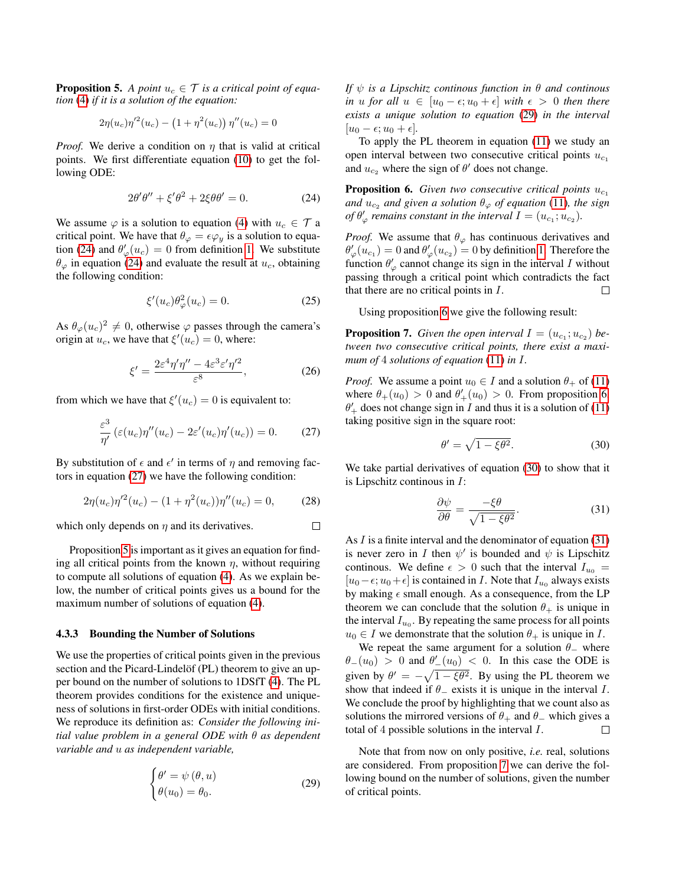**Proposition 5.** *A point $u_c \in \mathcal{T}$ is a critical point of equation (4) if it is a solution of the equation:*

$$2\eta(u_c)\eta'^2(u_c) - \left(1+\eta^2(u_c)\right)\eta''(u_c) = 0$$

*Proof.* We derive a condition on $\eta$ that is valid at critical points. We first differentiate equation (10) to get the following ODE:

$$2\theta'\theta'' + \xi'\theta^2 + 2\xi\theta\theta' = 0. \tag{24}$$

We assume $\varphi$ is a solution to equation (4) with $u_c \in \mathcal{T}$ a critical point. We have that $\theta_\varphi = \epsilon\varphi_y$ is a solution to equation (24) and $\theta'_\varphi(u_c) = 0$ from definition 1. We substitute $\theta_\varphi$ in equation (24) and evaluate the result at $u_c$, obtaining the following condition:

$$\xi'(u_c)\theta^2_\varphi(u_c) = 0. \tag{25}$$

As $\theta_\varphi(u_c)^2 \neq 0$, otherwise $\varphi$ passes through the camera's origin at $u_c$, we have that $\xi'(u_c) = 0$, where:

$$\xi' = \frac{2\varepsilon^4\eta'\eta'' - 4\varepsilon^3\varepsilon'\eta'^2}{\varepsilon^8}, \tag{26}$$

from which we have that $\xi'(u_c) = 0$ is equivalent to:

$$\frac{\varepsilon^3}{\eta'}\left(\varepsilon(u_c)\eta''(u_c) - 2\varepsilon'(u_c)\eta'(u_c)\right) = 0. \tag{27}$$

By substitution of $\epsilon$ and $\epsilon'$ in terms of $\eta$ and removing factors in equation (27) we have the following condition:

$$2\eta(u_c)\eta'^2(u_c) - (1+\eta^2(u_c))\eta''(u_c) = 0, \tag{28}$$

which only depends on $\eta$ and its derivatives. □

Proposition 5 is important as it gives an equation for finding all critical points from the known $\eta$, without requiring to compute all solutions of equation (4). As we explain below, the number of critical points gives us a bound for the maximum number of solutions of equation (4).

#### 4.3.3 Bounding the Number of Solutions

We use the properties of critical points given in the previous section and the Picard-Lindelöf (PL) theorem to give an upper bound on the number of solutions to 1DSfT (4). The PL theorem provides conditions for the existence and uniqueness of solutions in first-order ODEs with initial conditions. We reproduce its definition as: *Consider the following initial value problem in a general ODE with $\theta$ as dependent variable and $u$ as independent variable,*

$$\begin{cases} \theta' = \psi(\theta, u) \\ \theta(u_0) = \theta_0. \end{cases} \tag{29}$$

*If $\psi$ is a Lipschitz continous function in $\theta$ and continous in $u$ for all $u \in [u_0 - \epsilon; u_0 + \epsilon]$ with $\epsilon > 0$ then there exists a unique solution to equation (29) in the interval $[u_0 - \epsilon; u_0 + \epsilon]$.*

To apply the PL theorem in equation (11) we study an open interval between two consecutive critical points $u_{c_1}$ and $u_{c_2}$ where the sign of $\theta'$ does not change.

**Proposition 6.** *Given two consecutive critical points $u_{c_1}$ and $u_{c_2}$ and given a solution $\theta_\varphi$ of equation (11), the sign of $\theta'_\varphi$ remains constant in the interval $I = (u_{c_1}; u_{c_2})$.*

*Proof.* We assume that $\theta_\varphi$ has continuous derivatives and $\theta'_\varphi(u_{c_1}) = 0$ and $\theta'_\varphi(u_{c_2}) = 0$ by definition 1. Therefore the function $\theta'_\varphi$ cannot change its sign in the interval $I$ without passing through a critical point which contradicts the fact that there are no critical points in $I$. □

Using proposition 6 we give the following result:

**Proposition 7.** *Given the open interval $I = (u_{c_1}; u_{c_2})$ between two consecutive critical points, there exist a maximum of 4 solutions of equation (11) in $I$.*

*Proof.* We assume a point $u_0 \in I$ and a solution $\theta_+$ of (11) where $\theta_+(u_0) > 0$ and $\theta'_+(u_0) > 0$. From proposition 6 $\theta'_+$ does not change sign in $I$ and thus it is a solution of (11) taking positive sign in the square root:

$$\theta' = \sqrt{1 - \xi\theta^2}. \tag{30}$$

We take partial derivatives of equation (30) to show that it is Lipschitz continous in $I$:

$$\frac{\partial\psi}{\partial\theta} = \frac{-\xi\theta}{\sqrt{1-\xi\theta^2}}. \tag{31}$$

As $I$ is a finite interval and the denominator of equation (31) is never zero in $I$ then $\psi'$ is bounded and $\psi$ is Lipschitz continous. We define $\epsilon > 0$ such that the interval $I_{u_0} = [u_0 - \epsilon; u_0 + \epsilon]$ is contained in $I$. Note that $I_{u_0}$ always exists by making $\epsilon$ small enough. As a consequence, from the LP theorem we can conclude that the solution $\theta_+$ is unique in the interval $I_{u_0}$. By repeating the same process for all points $u_0 \in I$ we demonstrate that the solution $\theta_+$ is unique in $I$.

We repeat the same argument for a solution $\theta_-$ where $\theta_-(u_0) > 0$ and $\theta'_-(u_0) < 0$. In this case the ODE is given by $\theta' = -\sqrt{1-\xi\theta^2}$. By using the PL theorem we show that indeed if $\theta_-$ exists it is unique in the interval $I$. We conclude the proof by highlighting that we count also as solutions the mirrored versions of $\theta_+$ and $\theta_-$ which gives a total of 4 possible solutions in the interval $I$. □

Note that from now on only positive, *i.e.* real, solutions are considered. From proposition 7 we can derive the following bound on the number of solutions, given the number of critical points.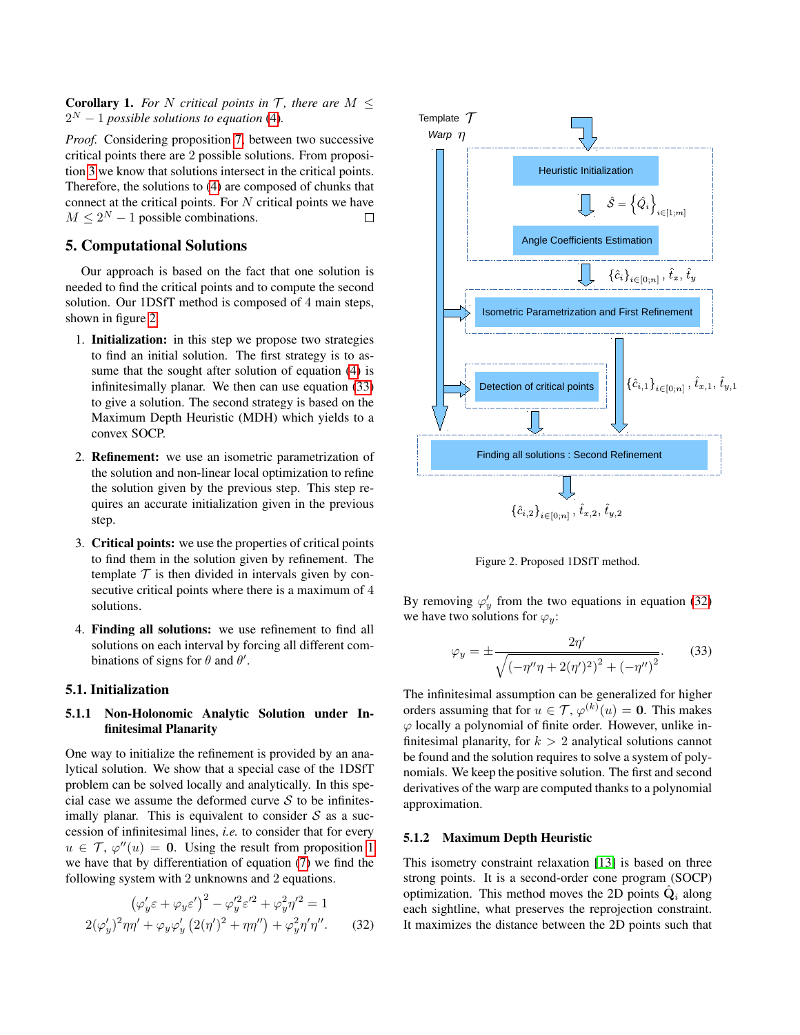**Corollary 1.** *For $N$ critical points in $\mathcal{T}$, there are $M \leq 2^N - 1$ possible solutions to equation (4).*

*Proof.* Considering proposition 7, between two successive critical points there are 2 possible solutions. From proposition 3 we know that solutions intersect in the critical points. Therefore, the solutions to (4) are composed of chunks that connect at the critical points. For $N$ critical points we have $M \leq 2^N - 1$ possible combinations. $\square$

## 5. Computational Solutions

Our approach is based on the fact that one solution is needed to find the critical points and to compute the second solution. Our 1DSfT method is composed of 4 main steps, shown in figure 2.

1. **Initialization:** in this step we propose two strategies to find an initial solution. The first strategy is to assume that the sought after solution of equation (4) is infinitesimally planar. We then can use equation (33) to give a solution. The second strategy is based on the Maximum Depth Heuristic (MDH) which yields to a convex SOCP.
2. **Refinement:** we use an isometric parametrization of the solution and non-linear local optimization to refine the solution given by the previous step. This step requires an accurate initialization given in the previous step.
3. **Critical points:** we use the properties of critical points to find them in the solution given by refinement. The template $\mathcal{T}$ is then divided in intervals given by consecutive critical points where there is a maximum of 4 solutions.
4. **Finding all solutions:** we use refinement to find all solutions on each interval by forcing all different combinations of signs for $\theta$ and $\theta'$.

Template $\mathcal{T}$
Warp $\eta$
Heuristic Initialization
$\hat{\mathcal{S}} = \left\{\hat{Q}_i\right\}_{i\in[1;m]}$
Angle Coefficients Estimation
$\{\hat{c}_i\}_{i\in[0;n]}, \hat{t}_x, \hat{t}_y$
Isometric Parametrization and First Refinement
Detection of critical points
$\{\hat{c}_{i,1}\}_{i\in[0;n]}, \hat{t}_{x,1}, \hat{t}_{y,1}$
Finding all solutions : Second Refinement
$\{\hat{c}_{i,2}\}_{i\in[0;n]}, \hat{t}_{x,2}, \hat{t}_{y,2}$

Figure 2. Proposed 1DSfT method.

### 5.1. Initialization

#### 5.1.1 Non-Holonomic Analytic Solution under Infinitesimal Planarity

One way to initialize the refinement is provided by an analytical solution. We show that a special case of the 1DSfT problem can be solved locally and analytically. In this special case we assume the deformed curve $\mathcal{S}$ to be infinitesimally planar. This is equivalent to consider $\mathcal{S}$ as a succession of infinitesimal lines, *i.e.* to consider that for every $u \in \mathcal{T}$, $\varphi''(u) = \mathbf{0}$. Using the result from proposition 1 we have that by differentiation of equation (7) we find the following system with 2 unknowns and 2 equations.

$$
\begin{aligned}
\left(\varphi_y'\varepsilon + \varphi_y\varepsilon'\right)^2 - \varphi_y'^2\varepsilon'^2 + \varphi_y^2\eta'^2 = 1 \\
2(\varphi_y')^2\eta\eta' + \varphi_y\varphi_y'\left(2(\eta')^2 + \eta\eta''\right) + \varphi_y^2\eta'\eta''.
\end{aligned} \tag{32}
$$

By removing $\varphi_y'$ from the two equations in equation (32) we have two solutions for $\varphi_y$:

$$
\varphi_y = \pm\frac{2\eta'}{\sqrt{(-\eta''\eta + 2(\eta')^2)^2 + (-\eta'')^2}}. \tag{33}
$$

The infinitesimal assumption can be generalized for higher orders assuming that for $u \in \mathcal{T}$, $\varphi^{(k)}(u) = \mathbf{0}$. This makes $\varphi$ locally a polynomial of finite order. However, unlike infinitesimal planarity, for $k > 2$ analytical solutions cannot be found and the solution requires to solve a system of polynomials. We keep the positive solution. The first and second derivatives of the warp are computed thanks to a polynomial approximation.

#### 5.1.2 Maximum Depth Heuristic

This isometry constraint relaxation [13] is based on three strong points. It is a second-order cone program (SOCP) optimization. This method moves the 2D points $\hat{\mathbf{Q}}_i$ along each sightline, what preserves the reprojection constraint. It maximizes the distance between the 2D points such that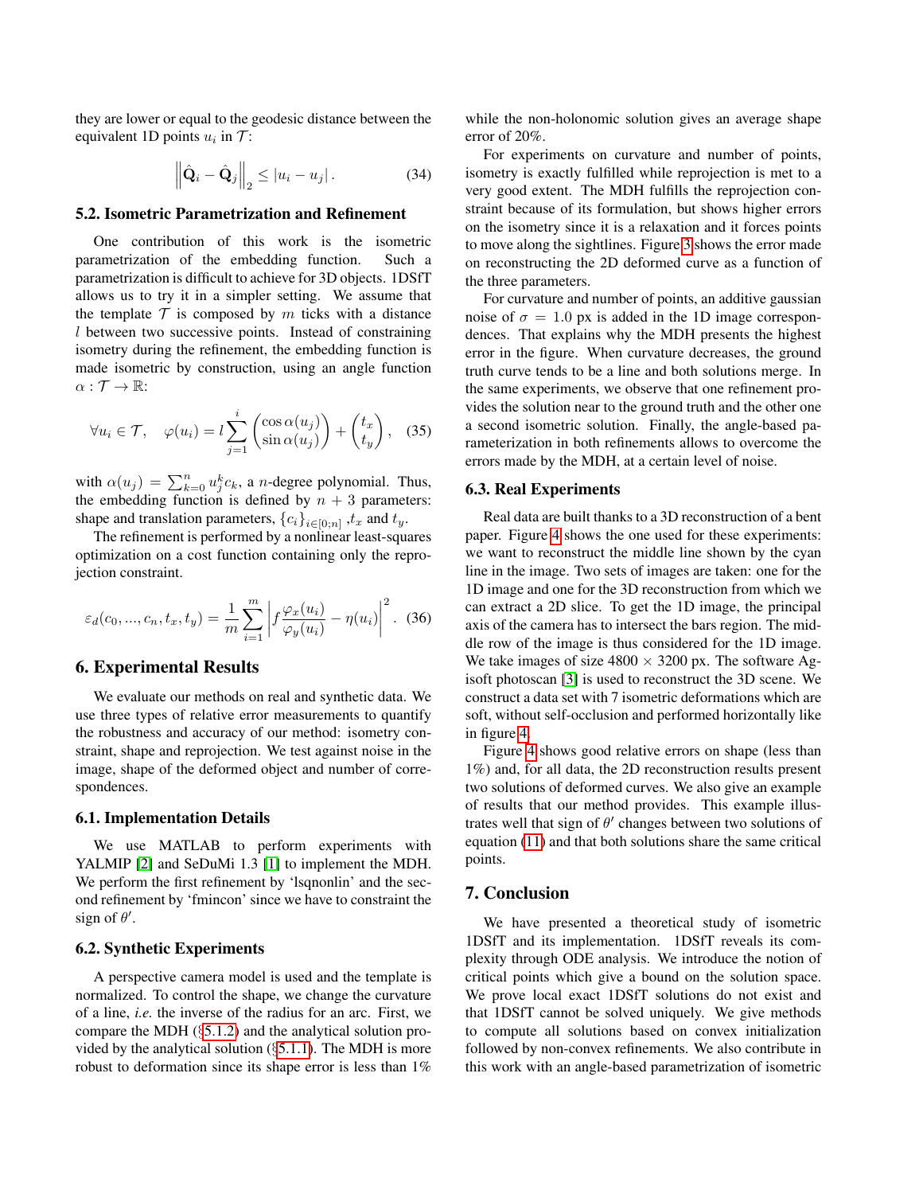they are lower or equal to the geodesic distance between the equivalent 1D points $u_i$ in $\mathcal{T}$:

$$\left\|\hat{\mathbf{Q}}_i - \hat{\mathbf{Q}}_j\right\|_2 \leq |u_i - u_j|. \tag{34}$$

## 5.2. Isometric Parametrization and Refinement

One contribution of this work is the isometric parametrization of the embedding function. Such a parametrization is difficult to achieve for 3D objects. 1DSfT allows us to try it in a simpler setting. We assume that the template $\mathcal{T}$ is composed by $m$ ticks with a distance $l$ between two successive points. Instead of constraining isometry during the refinement, the embedding function is made isometric by construction, using an angle function $\alpha : \mathcal{T} \to \mathbb{R}$:

$$\forall u_i \in \mathcal{T}, \quad \varphi(u_i) = l \sum_{j=1}^{i} \begin{pmatrix} \cos\alpha(u_j) \\ \sin\alpha(u_j) \end{pmatrix} + \begin{pmatrix} t_x \\ t_y \end{pmatrix}, \tag{35}$$

with $\alpha(u_j) = \sum_{k=0}^{n} u_j^k c_k$, a $n$-degree polynomial. Thus, the embedding function is defined by $n+3$ parameters: shape and translation parameters, $\{c_i\}_{i \in [0;n]}$ ,$t_x$ and $t_y$.

The refinement is performed by a nonlinear least-squares optimization on a cost function containing only the reprojection constraint.

$$\varepsilon_d(c_0, ..., c_n, t_x, t_y) = \frac{1}{m} \sum_{i=1}^{m} \left| f \frac{\varphi_x(u_i)}{\varphi_y(u_i)} - \eta(u_i) \right|^2. \tag{36}$$

# 6. Experimental Results

We evaluate our methods on real and synthetic data. We use three types of relative error measurements to quantify the robustness and accuracy of our method: isometry constraint, shape and reprojection. We test against noise in the image, shape of the deformed object and number of correspondences.

## 6.1. Implementation Details

We use MATLAB to perform experiments with YALMIP [2] and SeDuMi 1.3 [1] to implement the MDH. We perform the first refinement by 'lsqnonlin' and the second refinement by 'fmincon' since we have to constraint the sign of $\theta'$.

## 6.2. Synthetic Experiments

A perspective camera model is used and the template is normalized. To control the shape, we change the curvature of a line, *i.e.* the inverse of the radius for an arc. First, we compare the MDH (§5.1.2) and the analytical solution provided by the analytical solution (§5.1.1). The MDH is more robust to deformation since its shape error is less than 1% while the non-holonomic solution gives an average shape error of 20%.

For experiments on curvature and number of points, isometry is exactly fulfilled while reprojection is met to a very good extent. The MDH fulfills the reprojection constraint because of its formulation, but shows higher errors on the isometry since it is a relaxation and it forces points to move along the sightlines. Figure 3 shows the error made on reconstructing the 2D deformed curve as a function of the three parameters.

For curvature and number of points, an additive gaussian noise of $\sigma = 1.0$ px is added in the 1D image correspondences. That explains why the MDH presents the highest error in the figure. When curvature decreases, the ground truth curve tends to be a line and both solutions merge. In the same experiments, we observe that one refinement provides the solution near to the ground truth and the other one a second isometric solution. Finally, the angle-based parameterization in both refinements allows to overcome the errors made by the MDH, at a certain level of noise.

## 6.3. Real Experiments

Real data are built thanks to a 3D reconstruction of a bent paper. Figure 4 shows the one used for these experiments: we want to reconstruct the middle line shown by the cyan line in the image. Two sets of images are taken: one for the 1D image and one for the 3D reconstruction from which we can extract a 2D slice. To get the 1D image, the principal axis of the camera has to intersect the bars region. The middle row of the image is thus considered for the 1D image. We take images of size $4800 \times 3200$ px. The software Agisoft photoscan [3] is used to reconstruct the 3D scene. We construct a data set with 7 isometric deformations which are soft, without self-occlusion and performed horizontally like in figure 4.

Figure 4 shows good relative errors on shape (less than 1%) and, for all data, the 2D reconstruction results present two solutions of deformed curves. We also give an example of results that our method provides. This example illustrates well that sign of $\theta'$ changes between two solutions of equation (11) and that both solutions share the same critical points.

# 7. Conclusion

We have presented a theoretical study of isometric 1DSfT and its implementation. 1DSfT reveals its complexity through ODE analysis. We introduce the notion of critical points which give a bound on the solution space. We prove local exact 1DSfT solutions do not exist and that 1DSfT cannot be solved uniquely. We give methods to compute all solutions based on convex initialization followed by non-convex refinements. We also contribute in this work with an angle-based parametrization of isometric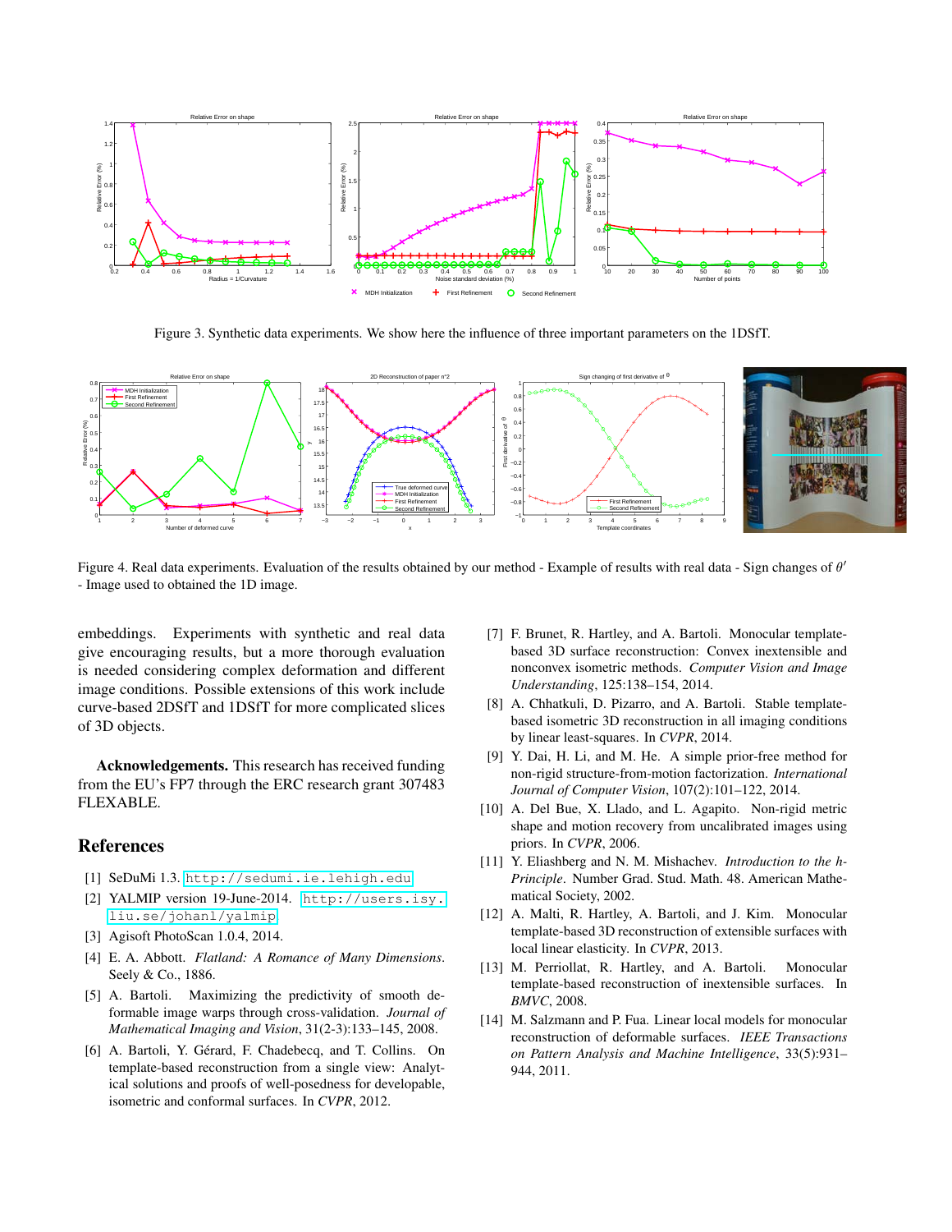Relative Error on shape

Relative Error (%)

Radius = 1/Curvature

Relative Error on shape

Relative Error (%)

Noise standard deviation (%)

Relative Error on shape

Relative Error (%)

Number of points

MDH Initialization   First Refinement   Second Refinement

Figure 3. Synthetic data experiments. We show here the influence of three important parameters on the 1DSfT.

Relative Error on shape

MDH Initialization
First Refinement
Second Refinement

Relative Error (%)

Number of deformed curve

2D Reconstruction of paper n°2

True deformed curve
MDH Initialization
First Refinement
Second Refinement

Sign changing of first derivative of θ

First derivative of θ

First Refinement
Second Refinement

Template coordinates

Figure 4. Real data experiments. Evaluation of the results obtained by our method - Example of results with real data - Sign changes of $\theta'$ - Image used to obtained the 1D image.

embeddings. Experiments with synthetic and real data give encouraging results, but a more thorough evaluation is needed considering complex deformation and different image conditions. Possible extensions of this work include curve-based 2DSfT and 1DSfT for more complicated slices of 3D objects.

**Acknowledgements.** This research has received funding from the EU's FP7 through the ERC research grant 307483 FLEXABLE.

## References

[1] SeDuMi 1.3. http://sedumi.ie.lehigh.edu

[2] YALMIP version 19-June-2014. http://users.isy.liu.se/johanl/yalmip

[3] Agisoft PhotoScan 1.0.4, 2014.

[4] E. A. Abbott. *Flatland: A Romance of Many Dimensions*. Seely & Co., 1886.

[5] A. Bartoli. Maximizing the predictivity of smooth deformable image warps through cross-validation. *Journal of Mathematical Imaging and Vision*, 31(2-3):133–145, 2008.

[6] A. Bartoli, Y. Gérard, F. Chadebecq, and T. Collins. On template-based reconstruction from a single view: Analytical solutions and proofs of well-posedness for developable, isometric and conformal surfaces. In *CVPR*, 2012.

[7] F. Brunet, R. Hartley, and A. Bartoli. Monocular template-based 3D surface reconstruction: Convex inextensible and nonconvex isometric methods. *Computer Vision and Image Understanding*, 125:138–154, 2014.

[8] A. Chhatkuli, D. Pizarro, and A. Bartoli. Stable template-based isometric 3D reconstruction in all imaging conditions by linear least-squares. In *CVPR*, 2014.

[9] Y. Dai, H. Li, and M. He. A simple prior-free method for non-rigid structure-from-motion factorization. *International Journal of Computer Vision*, 107(2):101–122, 2014.

[10] A. Del Bue, X. Llado, and L. Agapito. Non-rigid metric shape and motion recovery from uncalibrated images using priors. In *CVPR*, 2006.

[11] Y. Eliashberg and N. M. Mishachev. *Introduction to the h-Principle*. Number Grad. Stud. Math. 48. American Mathematical Society, 2002.

[12] A. Malti, R. Hartley, A. Bartoli, and J. Kim. Monocular template-based 3D reconstruction of extensible surfaces with local linear elasticity. In *CVPR*, 2013.

[13] M. Perriollat, R. Hartley, and A. Bartoli. Monocular template-based reconstruction of inextensible surfaces. In *BMVC*, 2008.

[14] M. Salzmann and P. Fua. Linear local models for monocular reconstruction of deformable surfaces. *IEEE Transactions on Pattern Analysis and Machine Intelligence*, 33(5):931–944, 2011.